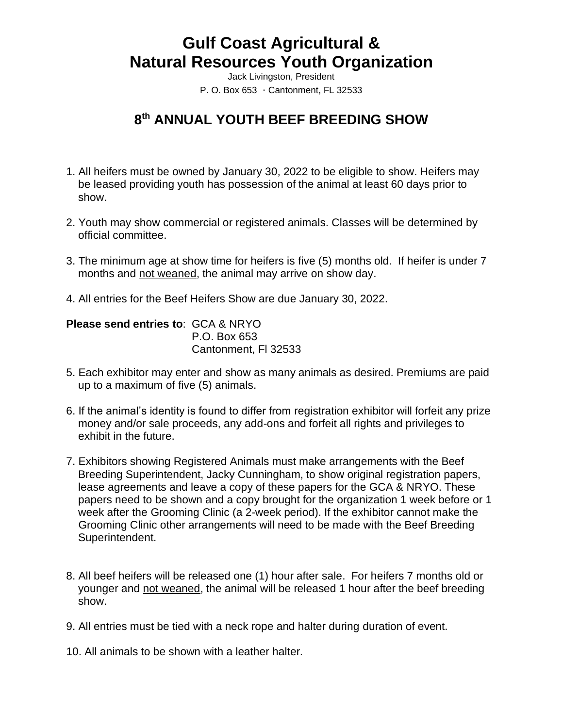# Gulf Coast Agricultural & Natural Resources Youth Organization

Jack Livingston, President

P. O. Box 653 · Cantonment, FL 32533

## 8th ANNUAL YOUTH BEEF BREEDING SHOW

1. All heifers must be owned by January 30, 2022 to be eligible to show. Heifers may be leased providing youth has possession of the animal at least 60 days prior to show.

2. Youth may show commercial or registered animals. Classes will be determined by official committee.

3. The minimum age at show time for heifers is five (5) months old. If heifer is under 7 months and <u>not weaned</u>, the animal may arrive on show day.

4. All entries for the Beef Heifers Show are due January 30, 2022.

**Please send entries to**: GCA & NRYO
P.O. Box 653
Cantonment, Fl 32533

5. Each exhibitor may enter and show as many animals as desired. Premiums are paid up to a maximum of five (5) animals.

6. If the animal's identity is found to differ from registration exhibitor will forfeit any prize money and/or sale proceeds, any add-ons and forfeit all rights and privileges to exhibit in the future.

7. Exhibitors showing Registered Animals must make arrangements with the Beef Breeding Superintendent, Jacky Cunningham, to show original registration papers, lease agreements and leave a copy of these papers for the GCA & NRYO. These papers need to be shown and a copy brought for the organization 1 week before or 1 week after the Grooming Clinic (a 2-week period). If the exhibitor cannot make the Grooming Clinic other arrangements will need to be made with the Beef Breeding Superintendent.

8. All beef heifers will be released one (1) hour after sale. For heifers 7 months old or younger and <u>not weaned</u>, the animal will be released 1 hour after the beef breeding show.

9. All entries must be tied with a neck rope and halter during duration of event.

10. All animals to be shown with a leather halter.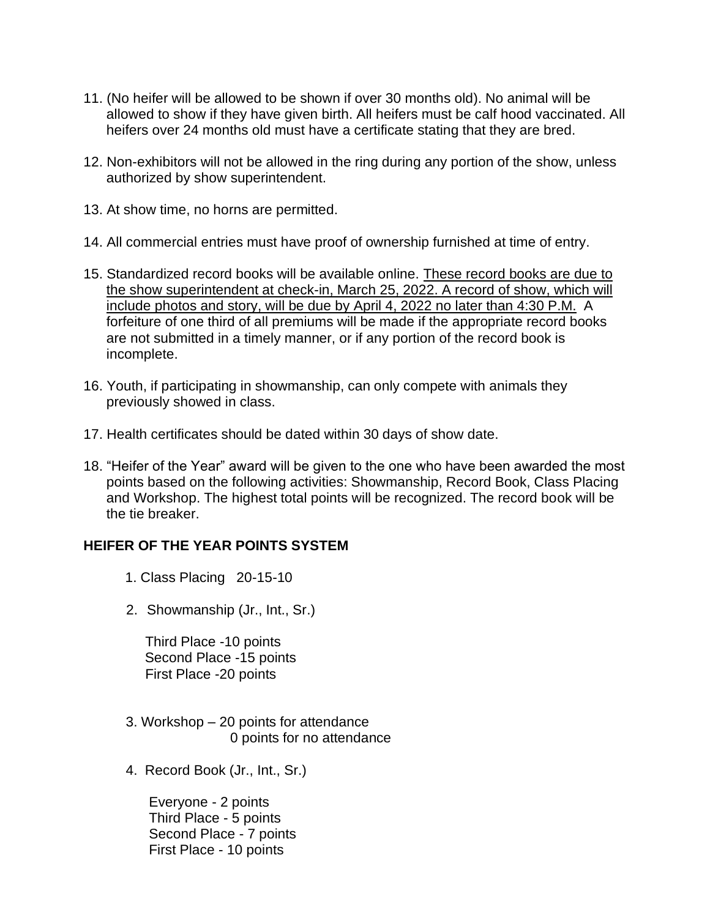11. (No heifer will be allowed to be shown if over 30 months old). No animal will be allowed to show if they have given birth. All heifers must be calf hood vaccinated. All heifers over 24 months old must have a certificate stating that they are bred.

12. Non-exhibitors will not be allowed in the ring during any portion of the show, unless authorized by show superintendent.

13. At show time, no horns are permitted.

14. All commercial entries must have proof of ownership furnished at time of entry.

15. Standardized record books will be available online. <u>These record books are due to the show superintendent at check-in, March 25, 2022. A record of show, which will include photos and story, will be due by April 4, 2022 no later than 4:30 P.M.</u> A forfeiture of one third of all premiums will be made if the appropriate record books are not submitted in a timely manner, or if any portion of the record book is incomplete.

16. Youth, if participating in showmanship, can only compete with animals they previously showed in class.

17. Health certificates should be dated within 30 days of show date.

18. "Heifer of the Year" award will be given to the one who have been awarded the most points based on the following activities: Showmanship, Record Book, Class Placing and Workshop. The highest total points will be recognized. The record book will be the tie breaker.

**HEIFER OF THE YEAR POINTS SYSTEM**

1. Class Placing 20-15-10

2. Showmanship (Jr., Int., Sr.)

   Third Place -10 points
   Second Place -15 points
   First Place -20 points

3. Workshop – 20 points for attendance
   0 points for no attendance

4. Record Book (Jr., Int., Sr.)

   Everyone - 2 points
   Third Place - 5 points
   Second Place - 7 points
   First Place - 10 points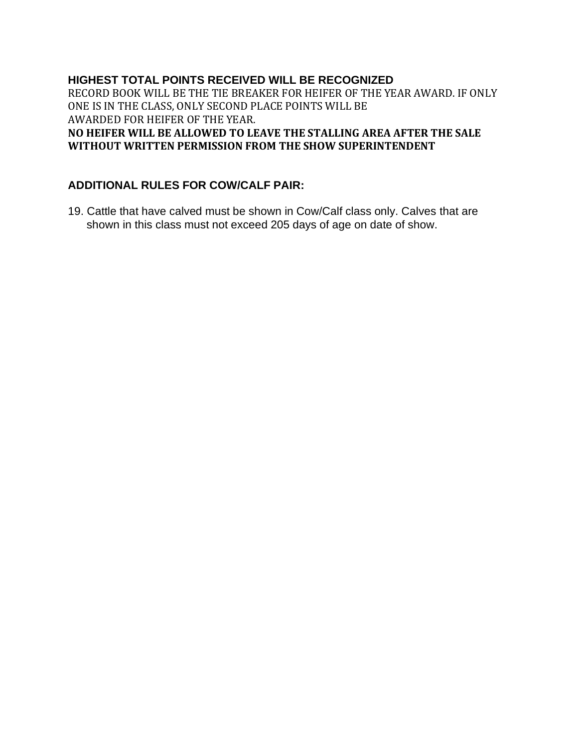**HIGHEST TOTAL POINTS RECEIVED WILL BE RECOGNIZED**

RECORD BOOK WILL BE THE TIE BREAKER FOR HEIFER OF THE YEAR AWARD. IF ONLY ONE IS IN THE CLASS, ONLY SECOND PLACE POINTS WILL BE AWARDED FOR HEIFER OF THE YEAR.

**NO HEIFER WILL BE ALLOWED TO LEAVE THE STALLING AREA AFTER THE SALE WITHOUT WRITTEN PERMISSION FROM THE SHOW SUPERINTENDENT**

**ADDITIONAL RULES FOR COW/CALF PAIR:**

19. Cattle that have calved must be shown in Cow/Calf class only. Calves that are shown in this class must not exceed 205 days of age on date of show.